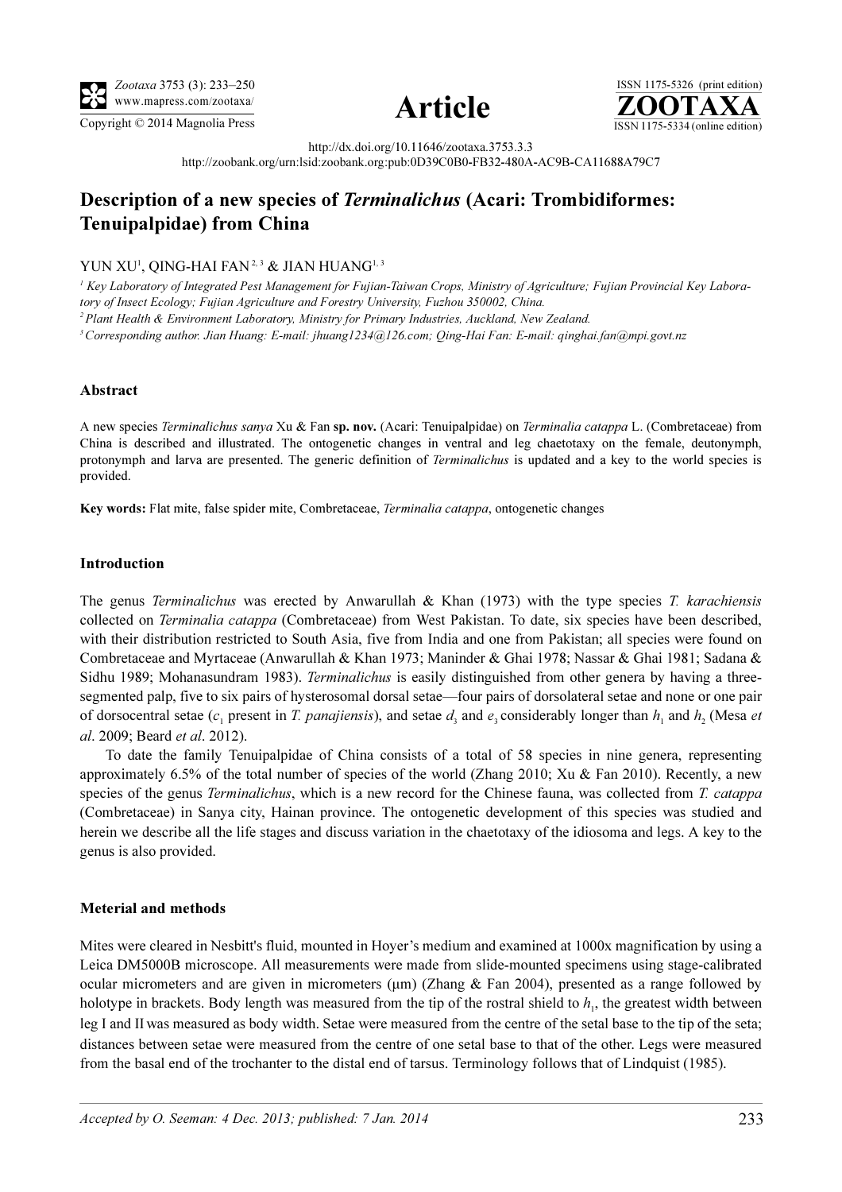http://dx.doi.org/10.11646/zootaxa.3753.3.3

http://zoobank.org/urn:lsid:zoobank.org:pub:0D39C0B0-FB32-480A-AC9B-CA11688A79C7

# Description of a new species of *Terminalichus* (Acari: Trombidiformes: Tenuipalpidae) from China

YUN XU[1], QING-HAI FAN[2, 3] & JIAN HUANG[1, 3]

[1] Key Laboratory of Integrated Pest Management for Fujian-Taiwan Crops, Ministry of Agriculture; Fujian Provincial Key Laboratory of Insect Ecology; Fujian Agriculture and Forestry University, Fuzhou 350002, China.

[2] Plant Health & Environment Laboratory, Ministry for Primary Industries, Auckland, New Zealand.

[3] Corresponding author. Jian Huang: E-mail: jhuang1234@126.com; Qing-Hai Fan: E-mail: qinghai.fan@mpi.govt.nz

## Abstract

A new species *Terminalichus sanya* Xu & Fan **sp. nov.** (Acari: Tenuipalpidae) on *Terminalia catappa* L. (Combretaceae) from China is described and illustrated. The ontogenetic changes in ventral and leg chaetotaxy on the female, deutonymph, protonymph and larva are presented. The generic definition of *Terminalichus* is updated and a key to the world species is provided.

**Key words:** Flat mite, false spider mite, Combretaceae, *Terminalia catappa*, ontogenetic changes

## Introduction

The genus *Terminalichus* was erected by Anwarullah & Khan (1973) with the type species *T. karachiensis* collected on *Terminalia catappa* (Combretaceae) from West Pakistan. To date, six species have been described, with their distribution restricted to South Asia, five from India and one from Pakistan; all species were found on Combretaceae and Myrtaceae (Anwarullah & Khan 1973; Maninder & Ghai 1978; Nassar & Ghai 1981; Sadana & Sidhu 1989; Mohanasundram 1983). *Terminalichus* is easily distinguished from other genera by having a three-segmented palp, five to six pairs of hysterosomal dorsal setae—four pairs of dorsolateral setae and none or one pair of dorsocentral setae ($c_1$ present in *T. panajiensis*), and setae $d_3$ and $e_3$ considerably longer than $h_1$ and $h_2$ (Mesa *et al*. 2009; Beard *et al*. 2012).

To date the family Tenuipalpidae of China consists of a total of 58 species in nine genera, representing approximately 6.5% of the total number of species of the world (Zhang 2010; Xu & Fan 2010). Recently, a new species of the genus *Terminalichus*, which is a new record for the Chinese fauna, was collected from *T. catappa* (Combretaceae) in Sanya city, Hainan province. The ontogenetic development of this species was studied and herein we describe all the life stages and discuss variation in the chaetotaxy of the idiosoma and legs. A key to the genus is also provided.

## Meterial and methods

Mites were cleared in Nesbitt's fluid, mounted in Hoyer's medium and examined at 1000x magnification by using a Leica DM5000B microscope. All measurements were made from slide-mounted specimens using stage-calibrated ocular micrometers and are given in micrometers (μm) (Zhang & Fan 2004), presented as a range followed by holotype in brackets. Body length was measured from the tip of the rostral shield to $h_1$, the greatest width between leg I and II was measured as body width. Setae were measured from the centre of the setal base to the tip of the seta; distances between setae were measured from the centre of one setal base to that of the other. Legs were measured from the basal end of the trochanter to the distal end of tarsus. Terminology follows that of Lindquist (1985).

*Accepted by O. Seeman: 4 Dec. 2013; published: 7 Jan. 2014*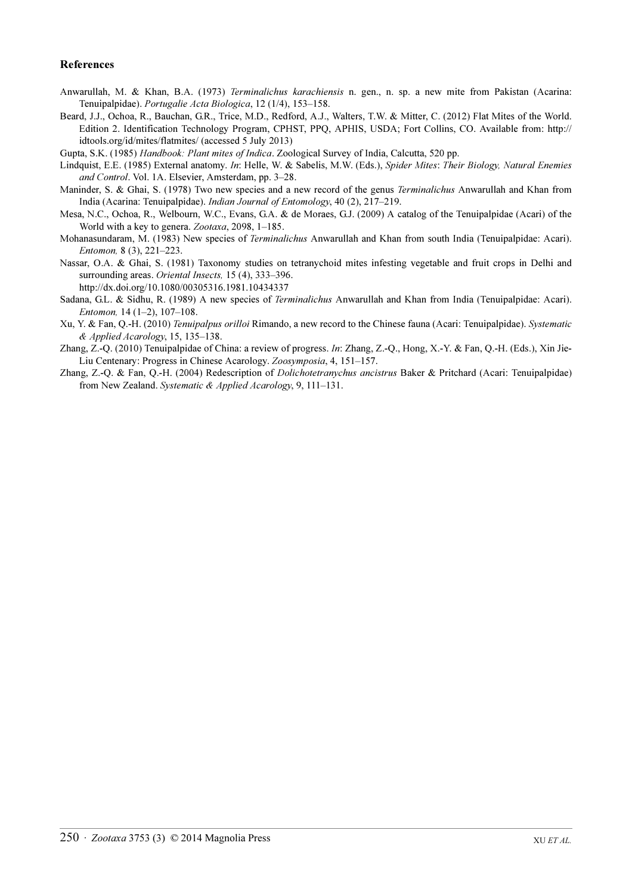## References

Anwarullah, M. & Khan, B.A. (1973) *Terminalichus karachiensis* n. gen., n. sp. a new mite from Pakistan (Acarina: Tenuipalpidae). *Portugalie Acta Biologica*, 12 (1/4), 153–158.

Beard, J.J., Ochoa, R., Bauchan, G.R., Trice, M.D., Redford, A.J., Walters, T.W. & Mitter, C. (2012) Flat Mites of the World. Edition 2. Identification Technology Program, CPHST, PPQ, APHIS, USDA; Fort Collins, CO. Available from: http://idtools.org/id/mites/flatmites/ (accessed 5 July 2013)

Gupta, S.K. (1985) *Handbook: Plant mites of Indica*. Zoological Survey of India, Calcutta, 520 pp.

Lindquist, E.E. (1985) External anatomy. *In*: Helle, W. & Sabelis, M.W. (Eds.), *Spider Mites*: *Their Biology, Natural Enemies and Control*. Vol. 1A. Elsevier, Amsterdam, pp. 3–28.

Maninder, S. & Ghai, S. (1978) Two new species and a new record of the genus *Terminalichus* Anwarullah and Khan from India (Acarina: Tenuipalpidae). *Indian Journal of Entomology*, 40 (2), 217–219.

Mesa, N.C., Ochoa, R., Welbourn, W.C., Evans, G.A. & de Moraes, G.J. (2009) A catalog of the Tenuipalpidae (Acari) of the World with a key to genera. *Zootaxa*, 2098, 1–185.

Mohanasundaram, M. (1983) New species of *Terminalichus* Anwarullah and Khan from south India (Tenuipalpidae: Acari). *Entomon,* 8 (3), 221–223.

Nassar, O.A. & Ghai, S. (1981) Taxonomy studies on tetranychoid mites infesting vegetable and fruit crops in Delhi and surrounding areas. *Oriental Insects,* 15 (4), 333–396.
http://dx.doi.org/10.1080/00305316.1981.10434337

Sadana, G.L. & Sidhu, R. (1989) A new species of *Terminalichus* Anwarullah and Khan from India (Tenuipalpidae: Acari). *Entomon,* 14 (1–2), 107–108.

Xu, Y. & Fan, Q.-H. (2010) *Tenuipalpus orilloi* Rimando, a new record to the Chinese fauna (Acari: Tenuipalpidae). *Systematic & Applied Acarology*, 15, 135–138.

Zhang, Z.-Q. (2010) Tenuipalpidae of China: a review of progress. *In*: Zhang, Z.-Q., Hong, X.-Y. & Fan, Q.-H. (Eds.), Xin Jie-Liu Centenary: Progress in Chinese Acarology. *Zoosymposia*, 4, 151–157.

Zhang, Z.-Q. & Fan, Q.-H. (2004) Redescription of *Dolichotetranychus ancistrus* Baker & Pritchard (Acari: Tenuipalpidae) from New Zealand. *Systematic & Applied Acarology*, 9, 111–131.